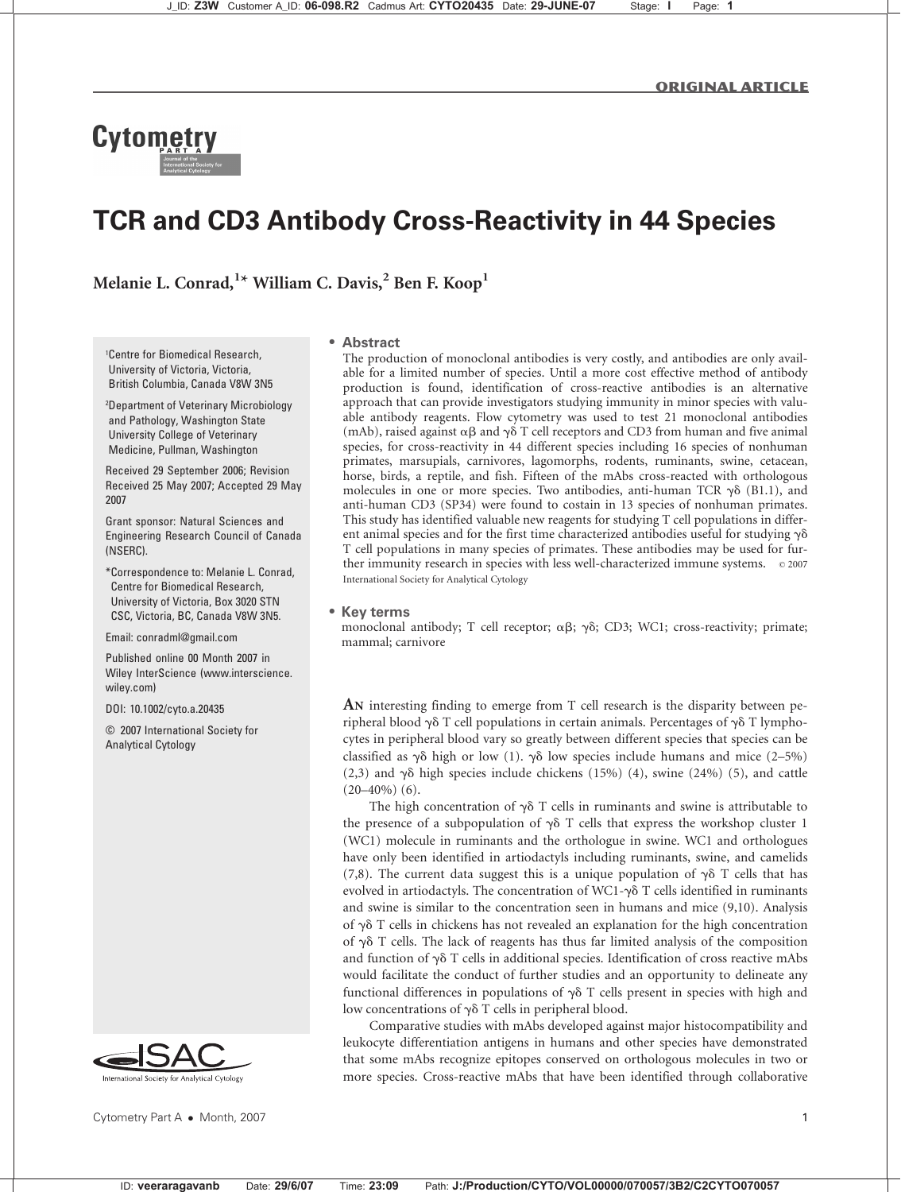ORIGINAL ARTICLE

# TCR and CD3 Antibody Cross-Reactivity in 44 Species

**Melanie L. Conrad,[1]* William C. Davis,[2] Ben F. Koop[1]**

[1]Centre for Biomedical Research, University of Victoria, Victoria, British Columbia, Canada V8W 3N5

[2]Department of Veterinary Microbiology and Pathology, Washington State University College of Veterinary Medicine, Pullman, Washington

Received 29 September 2006; Revision Received 25 May 2007; Accepted 29 May 2007

Grant sponsor: Natural Sciences and Engineering Research Council of Canada (NSERC).

*Correspondence to: Melanie L. Conrad, Centre for Biomedical Research, University of Victoria, Box 3020 STN CSC, Victoria, BC, Canada V8W 3N5.

Email: conradml@gmail.com

Published online 00 Month 2007 in Wiley InterScience (www.interscience.wiley.com)

DOI: 10.1002/cyto.a.20435

© 2007 International Society for Analytical Cytology

## • Abstract

The production of monoclonal antibodies is very costly, and antibodies are only available for a limited number of species. Until a more cost effective method of antibody production is found, identification of cross-reactive antibodies is an alternative approach that can provide investigators studying immunity in minor species with valuable antibody reagents. Flow cytometry was used to test 21 monoclonal antibodies (mAb), raised against αβ and γδ T cell receptors and CD3 from human and five animal species, for cross-reactivity in 44 different species including 16 species of nonhuman primates, marsupials, carnivores, lagomorphs, rodents, ruminants, swine, cetacean, horse, birds, a reptile, and fish. Fifteen of the mAbs cross-reacted with orthologous molecules in one or more species. Two antibodies, anti-human TCR γδ (B1.1), and anti-human CD3 (SP34) were found to costain in 13 species of nonhuman primates. This study has identified valuable new reagents for studying T cell populations in different animal species and for the first time characterized antibodies useful for studying γδ T cell populations in many species of primates. These antibodies may be used for further immunity research in species with less well-characterized immune systems. © 2007 International Society for Analytical Cytology

## • Key terms

monoclonal antibody; T cell receptor; αβ; γδ; CD3; WC1; cross-reactivity; primate; mammal; carnivore

An interesting finding to emerge from T cell research is the disparity between peripheral blood γδ T cell populations in certain animals. Percentages of γδ T lymphocytes in peripheral blood vary so greatly between different species that species can be classified as γδ high or low (1). γδ low species include humans and mice (2–5%) (2,3) and γδ high species include chickens (15%) (4), swine (24%) (5), and cattle (20–40%) (6).

The high concentration of γδ T cells in ruminants and swine is attributable to the presence of a subpopulation of γδ T cells that express the workshop cluster 1 (WC1) molecule in ruminants and the orthologue in swine. WC1 and orthologues have only been identified in artiodactyls including ruminants, swine, and camelids (7,8). The current data suggest this is a unique population of γδ T cells that has evolved in artiodactyls. The concentration of WC1-γδ T cells identified in ruminants and swine is similar to the concentration seen in humans and mice (9,10). Analysis of γδ T cells in chickens has not revealed an explanation for the high concentration of γδ T cells. The lack of reagents has thus far limited analysis of the composition and function of γδ T cells in additional species. Identification of cross reactive mAbs would facilitate the conduct of further studies and an opportunity to delineate any functional differences in populations of γδ T cells present in species with high and low concentrations of γδ T cells in peripheral blood.

Comparative studies with mAbs developed against major histocompatibility and leukocyte differentiation antigens in humans and other species have demonstrated that some mAbs recognize epitopes conserved on orthologous molecules in two or more species. Cross-reactive mAbs that have been identified through collaborative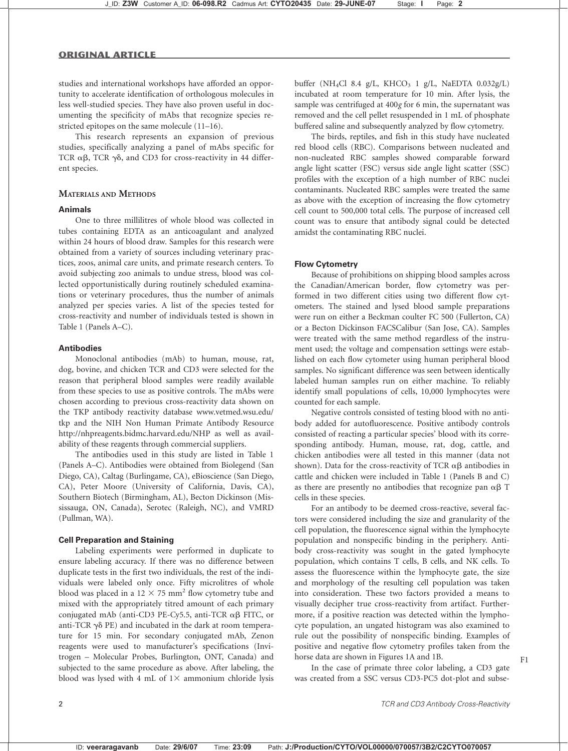studies and international workshops have afforded an opportunity to accelerate identification of orthologous molecules in less well-studied species. They have also proven useful in documenting the specificity of mAbs that recognize species restricted epitopes on the same molecule (11–16).

This research represents an expansion of previous studies, specifically analyzing a panel of mAbs specific for TCR $\alpha\beta$, TCR $\gamma\delta$, and CD3 for cross-reactivity in 44 different species.

## MATERIALS AND METHODS

### Animals

One to three millilitres of whole blood was collected in tubes containing EDTA as an anticoagulant and analyzed within 24 hours of blood draw. Samples for this research were obtained from a variety of sources including veterinary practices, zoos, animal care units, and primate research centers. To avoid subjecting zoo animals to undue stress, blood was collected opportunistically during routinely scheduled examinations or veterinary procedures, thus the number of animals analyzed per species varies. A list of the species tested for cross-reactivity and number of individuals tested is shown in Table 1 (Panels A–C).

### Antibodies

Monoclonal antibodies (mAb) to human, mouse, rat, dog, bovine, and chicken TCR and CD3 were selected for the reason that peripheral blood samples were readily available from these species to use as positive controls. The mAbs were chosen according to previous cross-reactivity data shown on the TKP antibody reactivity database www.vetmed.wsu.edu/tkp and the NIH Non Human Primate Antibody Resource http://nhpreagents.bidmc.harvard.edu/NHP as well as availability of these reagents through commercial suppliers.

The antibodies used in this study are listed in Table 1 (Panels A–C). Antibodies were obtained from Biolegend (San Diego, CA), Caltag (Burlingame, CA), eBioscience (San Diego, CA), Peter Moore (University of California, Davis, CA), Southern Biotech (Birmingham, AL), Becton Dickinson (Mississauga, ON, Canada), Serotec (Raleigh, NC), and VMRD (Pullman, WA).

### Cell Preparation and Staining

Labeling experiments were performed in duplicate to ensure labeling accuracy. If there was no difference between duplicate tests in the first two individuals, the rest of the individuals were labeled only once. Fifty microlitres of whole blood was placed in a $12 \times 75$ mm$^2$ flow cytometry tube and mixed with the appropriately titred amount of each primary conjugated mAb (anti-CD3 PE-Cy5.5, anti-TCR $\alpha\beta$ FITC, or anti-TCR $\gamma\delta$ PE) and incubated in the dark at room temperature for 15 min. For secondary conjugated mAb, Zenon reagents were used to manufacturer's specifications (Invitrogen – Molecular Probes, Burlington, ONT, Canada) and subjected to the same procedure as above. After labeling, the blood was lysed with 4 mL of 1$\times$ ammonium chloride lysis buffer ($NH_4Cl$ 8.4 g/L, $KHCO_3$ 1 g/L, NaEDTA 0.032g/L) incubated at room temperature for 10 min. After lysis, the sample was centrifuged at 400*g* for 6 min, the supernatant was removed and the cell pellet resuspended in 1 mL of phosphate buffered saline and subsequently analyzed by flow cytometry.

The birds, reptiles, and fish in this study have nucleated red blood cells (RBC). Comparisons between nucleated and non-nucleated RBC samples showed comparable forward angle light scatter (FSC) versus side angle light scatter (SSC) profiles with the exception of a high number of RBC nuclei contaminants. Nucleated RBC samples were treated the same as above with the exception of increasing the flow cytometry cell count to 500,000 total cells. The purpose of increased cell count was to ensure that antibody signal could be detected amidst the contaminating RBC nuclei.

### Flow Cytometry

Because of prohibitions on shipping blood samples across the Canadian/American border, flow cytometry was performed in two different cities using two different flow cytometers. The stained and lysed blood sample preparations were run on either a Beckman coulter FC 500 (Fullerton, CA) or a Becton Dickinson FACSCalibur (San Jose, CA). Samples were treated with the same method regardless of the instrument used; the voltage and compensation settings were established on each flow cytometer using human peripheral blood samples. No significant difference was seen between identically labeled human samples run on either machine. To reliably identify small populations of cells, 10,000 lymphocytes were counted for each sample.

Negative controls consisted of testing blood with no antibody added for autofluorescence. Positive antibody controls consisted of reacting a particular species' blood with its corresponding antibody. Human, mouse, rat, dog, cattle, and chicken antibodies were all tested in this manner (data not shown). Data for the cross-reactivity of TCR $\alpha\beta$ antibodies in cattle and chicken were included in Table 1 (Panels B and C) as there are presently no antibodies that recognize pan $\alpha\beta$ T cells in these species.

For an antibody to be deemed cross-reactive, several factors were considered including the size and granularity of the cell population, the fluorescence signal within the lymphocyte population and nonspecific binding in the periphery. Antibody cross-reactivity was sought in the gated lymphocyte population, which contains T cells, B cells, and NK cells. To assess the fluorescence within the lymphocyte gate, the size and morphology of the resulting cell population was taken into consideration. These two factors provided a means to visually decipher true cross-reactivity from artifact. Furthermore, if a positive reaction was detected within the lymphocyte population, an ungated histogram was also examined to rule out the possibility of nonspecific binding. Examples of positive and negative flow cytometry profiles taken from the horse data are shown in Figures 1A and 1B.

In the case of primate three color labeling, a CD3 gate was created from a SSC versus CD3-PC5 dot-plot and subse-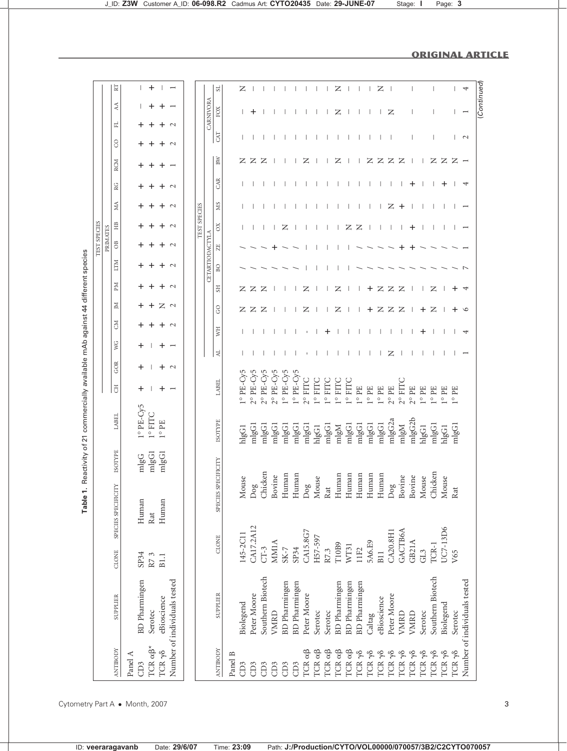**Table 1.** Reactivity of 21 commercially available mAb against 44 different species

| ANTIBODY | SUPPLIER | CLONE | SPECIES SPECIFICITY | ISOTYPE | LABEL | TEST SPECIES – PRIMATES | | | | | | | | | | | | | | | |
|---|---|---|---|---|---|---|---|---|---|---|---|---|---|---|---|---|---|---|---|---|---|
| | | | | | | CH | GOR | WG | CM | JM | PM | LTM | OB | HB | MA | RG | RCM | CO | FL | AA | RT |
| Panel A | | | | | | | | | | | | | | | | | | | | | |
| CD3 | BD Pharmingen | SP34 | Human | mIgG | 1° PE-Cy5 | + | + | + | + | + | + | + | + | + | + | + | + | + | + | – | – |
| TCR αβ* | Serotec | R7 3 | Rat | mIgG1 | 1° FITC | – | – | – | + | + | + | + | + | + | + | + | + | + | + | + | + |
| TCR γδ | eBioscience | B1.1 | Human | mIgG1 | 1° PE | + | + | + | + | N | + | + | + | + | + | + | + | + | + | + | – |
| Number of individuals tested | | | | | | 1 | 2 | 1 | 2 | 2 | 2 | 2 | 2 | 2 | 2 | 2 | 1 | 2 | 2 | 1 | 1 |

| ANTIBODY | SUPPLIER | CLONE | SPECIES SPECIFICITY | ISOTYPE | LABEL | TEST SPECIES | | | | | | | | | | | | |
|---|---|---|---|---|---|---|---|---|---|---|---|---|---|---|---|---|---|---|
| | | | | | | CETARTIODACTYLA | | | | | | | | | | CARNIVORA | | |
| | | | | | | AL | WH | GO | SH | BO | ZE | OX | MS | CAR | BW | CAT | FOX | SL |
| Panel B | | | | | | | | | | | | | | | | | | |
| CD3 | Biolegend | 145-2C11 | Mouse | hIgG1 | 1° PE-Cy5 | – | – | N | N | / | / | – | – | – | N | – | – | N |
| CD3 | Peter Moore | CA17.2A12 | Dog | mIgG1 | 2° PE-Cy5 | – | – | N | N | / | / | – | – | – | N | – | + | – |
| CD3 | Southern Biotech | CT-3 | Chicken | mIgG1 | 2° PE-Cy5 | – | – | N | N | / | / | – | – | – | N | – | – | – |
| CD3 | VMRD | MM1A | Bovine | mIgG1 | 2° PE-Cy5 | – | – | – | – | / | + | – | – | – | – | – | – | – |
| CD3 | BD Pharmingen | SK-7 | Human | mIgG1 | 1° PE-Cy5 | – | – | – | – | / | / | N | – | – | – | – | – | – |
| CD3 | BD Pharmingen | SP34 | Human | mIgG1 | 1° PE-Cy5 | – | – | – | – | / | / | – | – | – | – | – | – | – |
| TCR αβ | Peter Moore | CA15.8G7 | Dog | mIgG1 | 2° FITC | – | - | N | N | – | – | – | – | – | N | – | – | – |
| TCR αβ | Serotec | H57-597 | Mouse | hIgG1 | 1° FITC | – | – | – | – | – | – | – | – | – | – | – | – | – |
| TCR αβ | Serotec | R7.3 | Rat | mIgG1 | 1° FITC | – | + | – | – | – | – | – | – | – | – | – | – | – |
| TCR αβ | BD Pharmingen | T10B9 | Human | mIgM | 1° FITC | – | – | N | N | – | – | – | – | – | N | – | N | N |
| TCR αβ | BD Pharmingen | WT31 | Human | mIgG1 | 1° FITC | – | – | – | – | – | – | N | – | – | – | – | – | – |
| TCR γδ | BD Pharmingen | 11F2 | Human | mIgG1 | 1° PE | – | – | – | – | / | / | N | – | – | – | – | – | – |
| TCR γδ | Caltag | 5A6.E9 | Human | mIgG1 | 1° PE | – | – | + | + | / | / | – | – | – | N | – | – | – |
| TCR γδ | eBioscience | B11 | Human | mIgG1 | 1° PE | – | – | N | N | / | / | – | – | – | N | – | – | N |
| TCR γδ | Peter Moore | CA20.8H1 | Dog | mIgG2a | 2° PE | N | – | N | N | / | / | – | N | – | N | – | N | – |
| TCR γδ | VMRD | GACTB6A | Bovine | mIgM | 2° FITC | – | – | N | N | / | + | – | + | – | N | | | |
| TCR γδ | VMRD | GB21A | Bovine | mIgG2b | 2° PE | – | – | – | – | / | + | + | – | + | – | – | – | – |
| TCR γδ | Serotec | GL3 | Mouse | hIgG1 | 1° PE | – | + | + | – | / | / | – | – | – | – | | | |
| TCR γδ | Southern Biotech | TCR-1 | Chicken | mIgG1 | 1° PE | – | – | N | N | / | / | – | – | – | N | – | – | – |
| TCR γδ | Biolegend | UC7-13D6 | Mouse | hIgG1 | 1° PE | – | – | – | – | / | / | – | – | + | N | | | |
| TCR γδ | Serotec | V65 | Rat | mIgG1 | 1° PE | – | – | + | + | / | / | – | – | – | N | – | – | – |
| Number of individuals tested | | | | | | 1 | 4 | 6 | 4 | 7 | 1 | 1 | 1 | 4 | 1 | 2 | 1 | 4 |

(*Continued*)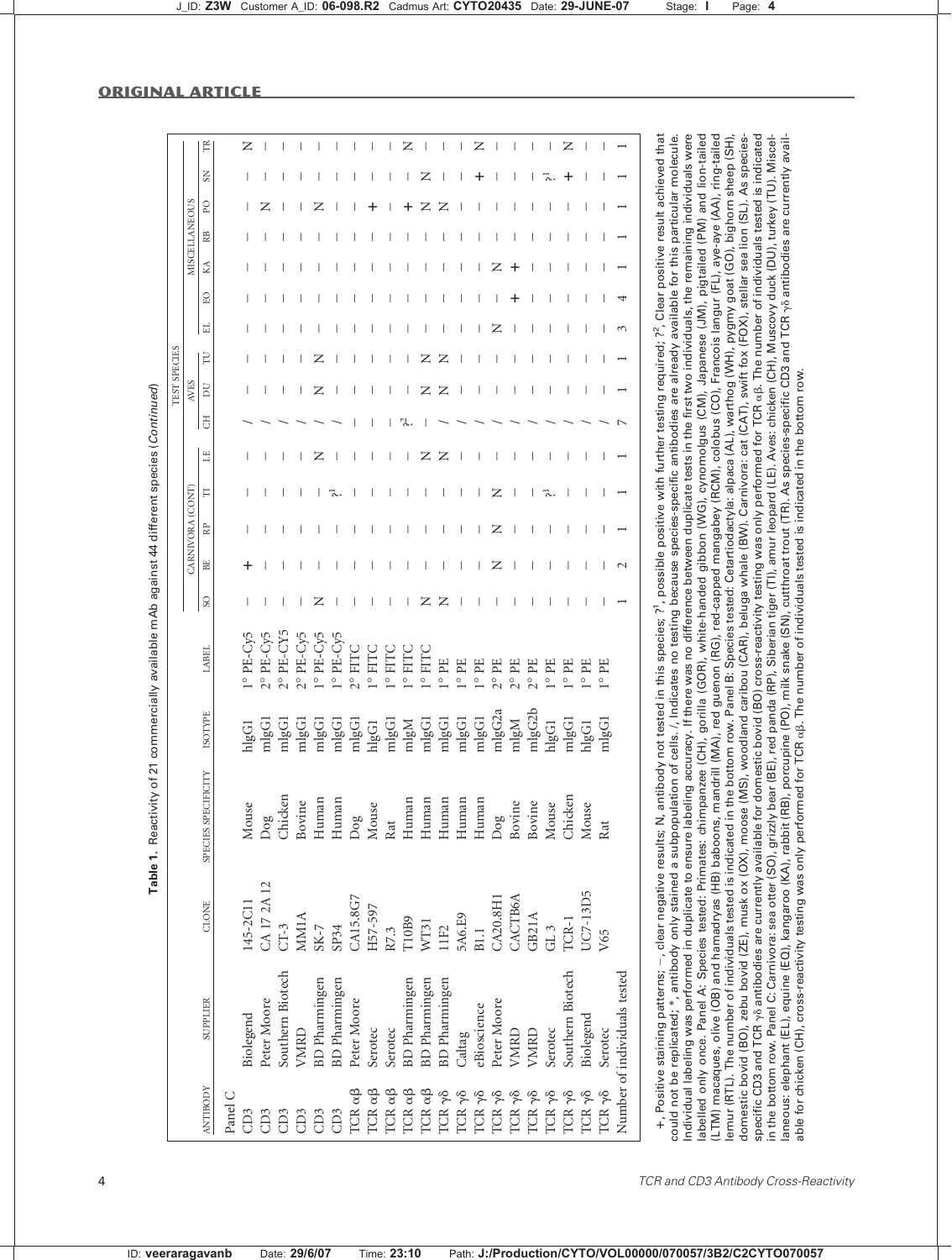**Table 1.** Reactivity of 21 commercially available mAb against 44 different species (*Continued*)

| | | | | | | TEST SPECIES | | | | | | | | | | | | | | |
|---|---|---|---|---|---|---|---|---|---|---|---|---|---|---|---|---|---|---|---|---|
| | | | | | | CARNIVORA (CONT) | | | | | AVES | | | MISCELLANEOUS | | | | | | |
| ANTIBODY | SUPPLIER | CLONE | SPECIES SPECIFICITY | ISOTYPE | LABEL | SO | BE | RP | TI | LE | CH | DU | TU | EL | EO | KA | RB | PO | SN | TR |
| Panel C | | | | | | | | | | | | | | | | | | | | |
| CD3 | Biolegend | 145-2C11 | Mouse | hIgG1 | 1° PE-Cy5 | – | + | – | – | – | / | – | – | – | – | – | – | – | – | N |
| CD3 | Peter Moore | CA 17 2A 12 | Dog | mIgG1 | 2° PE-Cy5 | – | – | – | – | – | / | – | – | – | – | – | – | N | – | – |
| CD3 | Southern Biotech | CT-3 | Chicken | mIgG1 | 2° PE-CY5 | – | – | – | – | – | / | – | – | – | – | – | – | – | – | – |
| CD3 | VMRD | MM1A | Bovine | mIgG1 | 2° PE-Cy5 | – | – | – | – | – | / | – | – | – | – | – | – | – | – | – |
| CD3 | BD Pharmingen | SK-7 | Human | mIgG1 | 1° PE-Cy5 | N | – | – | – | N | / | N | N | – | – | – | – | N | – | – |
| CD3 | BD Pharmingen | SP34 | Human | mIgG1 | 1° PE-Cy5 | – | – | – | ?[1] | – | / | – | – | – | – | – | – | – | – | – |
| TCR αβ | Peter Moore | CA15.8G7 | Dog | mIgG1 | 2° FITC | – | – | – | – | – | – | – | – | – | – | – | – | – | – | – |
| TCR αβ | Serotec | H57-597 | Mouse | hIgG1 | 1° FITC | – | – | – | – | – | – | – | – | – | – | – | – | + | – | – |
| TCR αβ | Serotec | R7.3 | Rat | mIgG1 | 1° FITC | – | – | – | – | – | ?[2] | – | – | – | – | – | – | – | – | – |
| TCR αβ | BD Pharmingen | T10B9 | Human | mIgM | 1° FITC | – | – | – | – | – | – | – | – | – | – | – | – | + | – | N |
| TCR αβ | BD Pharmingen | WT31 | Human | mIgG1 | 1° FITC | N | – | – | – | N | – | N | N | – | – | – | – | N | N | – |
| TCR γδ | BD Pharmingen | 11F2 | Human | mIgG1 | 1° PE | N | – | – | – | N | / | N | N | – | – | – | – | N | – | – |
| TCR γδ | Caltag | 5A6.E9 | Human | mIgG1 | 1° PE | – | – | – | – | – | / | – | – | – | – | – | – | – | – | – |
| TCR γδ | eBioscience | B1.1 | Human | mIgG1 | 1° PE | – | – | – | – | – | / | – | – | – | – | – | – | – | + | N |
| TCR γδ | Peter Moore | CA20.8H1 | Dog | mIgG2a | 2° PE | – | N | N | N | – | / | – | – | N | – | N | – | – | – | – |
| TCR γδ | VMRD | CACTB6A | Bovine | mIgM | 2° PE | – | – | – | – | – | / | – | – | – | + | + | – | – | – | – |
| TCR γδ | VMRD | GB21A | Bovine | mIgG2b | 2° PE | – | – | – | – | – | / | – | – | – | – | – | – | – | – | – |
| TCR γδ | Serotec | GL 3 | Mouse | hIgG1 | 1° PE | – | – | – | ?[1] | – | / | – | – | – | – | – | – | – | ?[1] | – |
| TCR γδ | Southern Biotech | TCR-1 | Chicken | mIgG1 | 1° PE | – | – | – | – | – | / | – | – | – | – | – | – | – | + | N |
| TCR γδ | Biolegend | UC7-13D5 | Mouse | hIgG1 | 1° PE | – | – | – | – | – | / | – | – | – | – | – | – | – | – | – |
| TCR γδ | Serotec | V65 | Rat | mIgG1 | 1° PE | – | – | – | – | – | / | – | – | – | – | – | – | – | – | – |
| Number of individuals tested | | | | | | 1 | 2 | 1 | 1 | 1 | 7 | 1 | 1 | 3 | 4 | 1 | 1 | 1 | 1 | 1 |

+, Positive staining patterns; –, clear negative results; N, antibody not tested in this species; ?[1], possible positive with further testing required; ?[2], Clear positive result achieved that could not be replicated; *, antibody only stained a subpopulation of cells. /, Indicates no testing because species-specific antibodies are already available for this particular molecule. Individual labeling was performed in duplicate to ensure labeling accuracy. If there was no difference between duplicate tests in the first two individuals, the remaining individuals were labelled only once. Panel A: Species tested: Primates: chimpanzee (CH), gorilla (GOR), white-handed gibbon (WG), cynomolgus (CM), Japanese (JM), pigtailed (PM) and lion-tailed (LTM) macaques, olive (OB) and hamadryas (HB) baboons, mandrill (MA), red guenon (RG), red-capped mangabey (RCM), colobus (CO), Francois langur (FL), aye-aye (AA), ring-tailed lemur (RTL). The number of individuals tested is indicated in the bottom row. Panel B: Species tested: Cetartiodactyla: alpaca (AL), warthog (WH), pygmy goat (GO), bighorn sheep (SH), domestic bovid (BO), zebu bovid (ZE), musk ox (OX), moose (MS), woodland caribou (CAR), beluga whale (BW). Carnivora: cat (CAT), swift fox (FOX), stellar sea lion (SL). As species-specific CD3 and TCR γδ antibodies are currently available for domestic bovid (BO) cross-reactivity testing was only performed for TCR αβ. The number of individuals tested is indicated in the bottom row. Panel C: Carnivora: sea otter (SO), grizzly bear (BE), red panda (RP), Siberian tiger (TI), amur leopard (LE). Aves: chicken (CH), Muscovy duck (DU), turkey (TU). Miscellaneous: elephant (EL), equine (EO), kangaroo (KA), rabbit (RB), porcupine (PO), milk snake (SN), cutthroat trout (TR). As species-specific CD3 and TCR γδ antibodies are currently available for chicken (CH), cross-reactivity testing was only performed for TCR αβ. The number of individuals tested is indicated in the bottom row.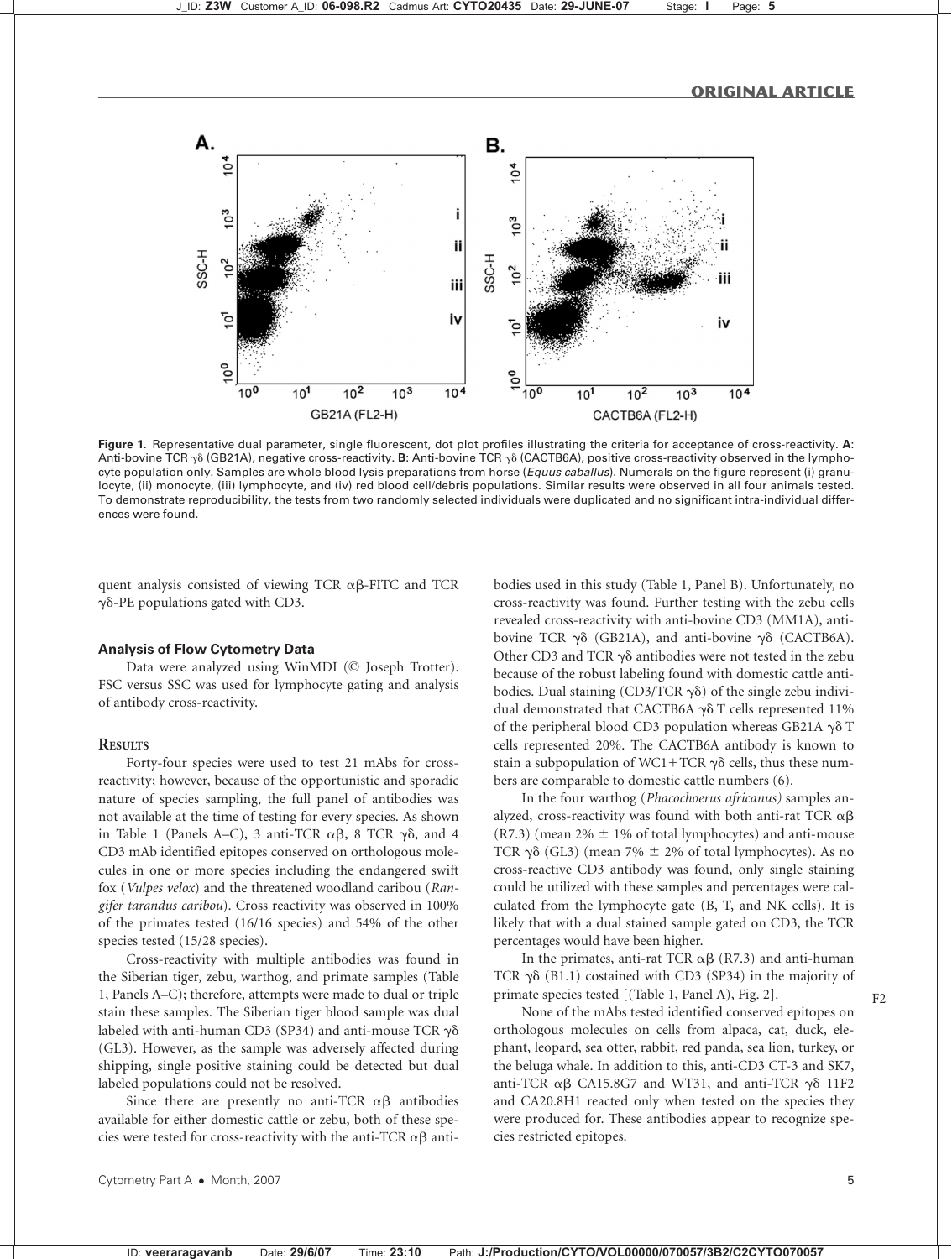**Figure 1.** Representative dual parameter, single fluorescent, dot plot profiles illustrating the criteria for acceptance of cross-reactivity. **A**: Anti-bovine TCR γδ (GB21A), negative cross-reactivity. **B**: Anti-bovine TCR γδ (CACTB6A), positive cross-reactivity observed in the lymphocyte population only. Samples are whole blood lysis preparations from horse (*Equus caballus*). Numerals on the figure represent (i) granulocyte, (ii) monocyte, (iii) lymphocyte, and (iv) red blood cell/debris populations. Similar results were observed in all four animals tested. To demonstrate reproducibility, the tests from two randomly selected individuals were duplicated and no significant intra-individual differences were found.

quent analysis consisted of viewing TCR αβ-FITC and TCR γδ-PE populations gated with CD3.

### Analysis of Flow Cytometry Data

Data were analyzed using WinMDI (© Joseph Trotter). FSC versus SSC was used for lymphocyte gating and analysis of antibody cross-reactivity.

## Results

Forty-four species were used to test 21 mAbs for cross-reactivity; however, because of the opportunistic and sporadic nature of species sampling, the full panel of antibodies was not available at the time of testing for every species. As shown in Table 1 (Panels A–C), 3 anti-TCR αβ, 8 TCR γδ, and 4 CD3 mAb identified epitopes conserved on orthologous molecules in one or more species including the endangered swift fox (*Vulpes velox*) and the threatened woodland caribou (*Rangifer tarandus caribou*). Cross reactivity was observed in 100% of the primates tested (16/16 species) and 54% of the other species tested (15/28 species).

Cross-reactivity with multiple antibodies was found in the Siberian tiger, zebu, warthog, and primate samples (Table 1, Panels A–C); therefore, attempts were made to dual or triple stain these samples. The Siberian tiger blood sample was dual labeled with anti-human CD3 (SP34) and anti-mouse TCR γδ (GL3). However, as the sample was adversely affected during shipping, single positive staining could be detected but dual labeled populations could not be resolved.

Since there are presently no anti-TCR αβ antibodies available for either domestic cattle or zebu, both of these species were tested for cross-reactivity with the anti-TCR αβ antibodies used in this study (Table 1, Panel B). Unfortunately, no cross-reactivity was found. Further testing with the zebu cells revealed cross-reactivity with anti-bovine CD3 (MM1A), anti-bovine TCR γδ (GB21A), and anti-bovine γδ (CACTB6A). Other CD3 and TCR γδ antibodies were not tested in the zebu because of the robust labeling found with domestic cattle antibodies. Dual staining (CD3/TCR γδ) of the single zebu individual demonstrated that CACTB6A γδ T cells represented 11% of the peripheral blood CD3 population whereas GB21A γδ T cells represented 20%. The CACTB6A antibody is known to stain a subpopulation of WC1+TCR γδ cells, thus these numbers are comparable to domestic cattle numbers (6).

In the four warthog (*Phacochoerus africanus*) samples analyzed, cross-reactivity was found with both anti-rat TCR αβ (R7.3) (mean 2% ± 1% of total lymphocytes) and anti-mouse TCR γδ (GL3) (mean 7% ± 2% of total lymphocytes). As no cross-reactive CD3 antibody was found, only single staining could be utilized with these samples and percentages were calculated from the lymphocyte gate (B, T, and NK cells). It is likely that with a dual stained sample gated on CD3, the TCR percentages would have been higher.

In the primates, anti-rat TCR αβ (R7.3) and anti-human TCR γδ (B1.1) costained with CD3 (SP34) in the majority of primate species tested [(Table 1, Panel A), Fig. 2].

None of the mAbs tested identified conserved epitopes on orthologous molecules on cells from alpaca, cat, duck, elephant, leopard, sea otter, rabbit, red panda, sea lion, turkey, or the beluga whale. In addition to this, anti-CD3 CT-3 and SK7, anti-TCR αβ CA15.8G7 and WT31, and anti-TCR γδ 11F2 and CA20.8H1 reacted only when tested on the species they were produced for. These antibodies appear to recognize species restricted epitopes.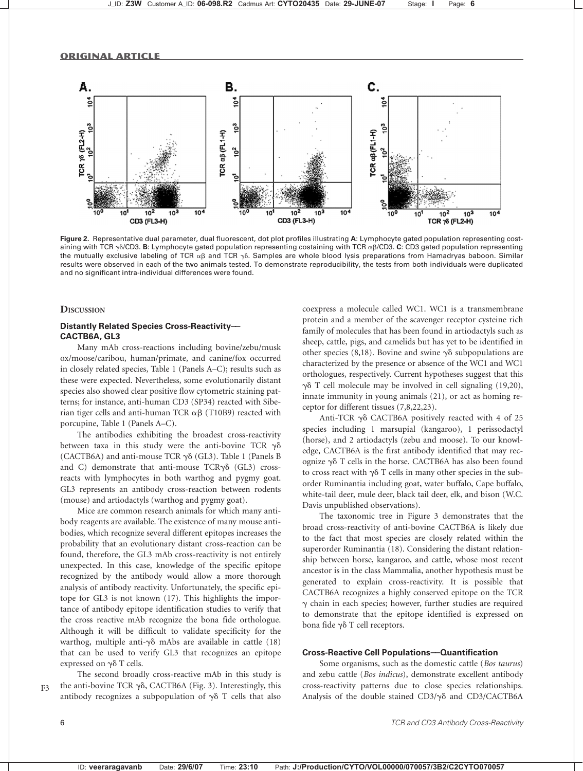**Figure 2.** Representative dual parameter, dual fluorescent, dot plot profiles illustrating **A**: Lymphocyte gated population representing costaining with TCR γδ/CD3. **B**: Lymphocyte gated population representing costaining with TCR αβ/CD3. **C**: CD3 gated population representing the mutually exclusive labeling of TCR αβ and TCR γδ. Samples are whole blood lysis preparations from Hamadryas baboon. Similar results were observed in each of the two animals tested. To demonstrate reproducibility, the tests from both individuals were duplicated and no significant intra-individual differences were found.

## Discussion

### Distantly Related Species Cross-Reactivity—CACTB6A, GL3

Many mAb cross-reactions including bovine/zebu/musk ox/moose/caribou, human/primate, and canine/fox occurred in closely related species, Table 1 (Panels A–C); results such as these were expected. Nevertheless, some evolutionarily distant species also showed clear positive flow cytometric staining patterns; for instance, anti-human CD3 (SP34) reacted with Siberian tiger cells and anti-human TCR αβ (T10B9) reacted with porcupine, Table 1 (Panels A–C).

The antibodies exhibiting the broadest cross-reactivity between taxa in this study were the anti-bovine TCR γδ (CACTB6A) and anti-mouse TCR γδ (GL3). Table 1 (Panels B and C) demonstrate that anti-mouse TCRγδ (GL3) cross-reacts with lymphocytes in both warthog and pygmy goat. GL3 represents an antibody cross-reaction between rodents (mouse) and artiodactyls (warthog and pygmy goat).

Mice are common research animals for which many antibody reagents are available. The existence of many mouse antibodies, which recognize several different epitopes increases the probability that an evolutionary distant cross-reaction can be found, therefore, the GL3 mAb cross-reactivity is not entirely unexpected. In this case, knowledge of the specific epitope recognized by the antibody would allow a more thorough analysis of antibody reactivity. Unfortunately, the specific epitope for GL3 is not known (17). This highlights the importance of antibody epitope identification studies to verify that the cross reactive mAb recognize the bona fide orthologue. Although it will be difficult to validate specificity for the warthog, multiple anti-γδ mAbs are available in cattle (18) that can be used to verify GL3 that recognizes an epitope expressed on γδ T cells.

The second broadly cross-reactive mAb in this study is the anti-bovine TCR γδ, CACTB6A (Fig. 3). Interestingly, this antibody recognizes a subpopulation of γδ T cells that also coexpress a molecule called WC1. WC1 is a transmembrane protein and a member of the scavenger receptor cysteine rich family of molecules that has been found in artiodactyls such as sheep, cattle, pigs, and camelids but has yet to be identified in other species (8,18). Bovine and swine γδ subpopulations are characterized by the presence or absence of the WC1 and WC1 orthologues, respectively. Current hypotheses suggest that this γδ T cell molecule may be involved in cell signaling (19,20), innate immunity in young animals (21), or act as homing receptor for different tissues (7,8,22,23).

Anti-TCR γδ CACTB6A positively reacted with 4 of 25 species including 1 marsupial (kangaroo), 1 perissodactyl (horse), and 2 artiodactyls (zebu and moose). To our knowledge, CACTB6A is the first antibody identified that may recognize γδ T cells in the horse. CACTB6A has also been found to cross react with γδ T cells in many other species in the suborder Ruminantia including goat, water buffalo, Cape buffalo, white-tail deer, mule deer, black tail deer, elk, and bison (W.C. Davis unpublished observations).

The taxonomic tree in Figure 3 demonstrates that the broad cross-reactivity of anti-bovine CACTB6A is likely due to the fact that most species are closely related within the superorder Ruminantia (18). Considering the distant relationship between horse, kangaroo, and cattle, whose most recent ancestor is in the class Mammalia, another hypothesis must be generated to explain cross-reactivity. It is possible that CACTB6A recognizes a highly conserved epitope on the TCR γ chain in each species; however, further studies are required to demonstrate that the epitope identified is expressed on bona fide γδ T cell receptors.

### Cross-Reactive Cell Populations—Quantification

Some organisms, such as the domestic cattle (*Bos taurus*) and zebu cattle (*Bos indicus*), demonstrate excellent antibody cross-reactivity patterns due to close species relationships. Analysis of the double stained CD3/γδ and CD3/CACTB6A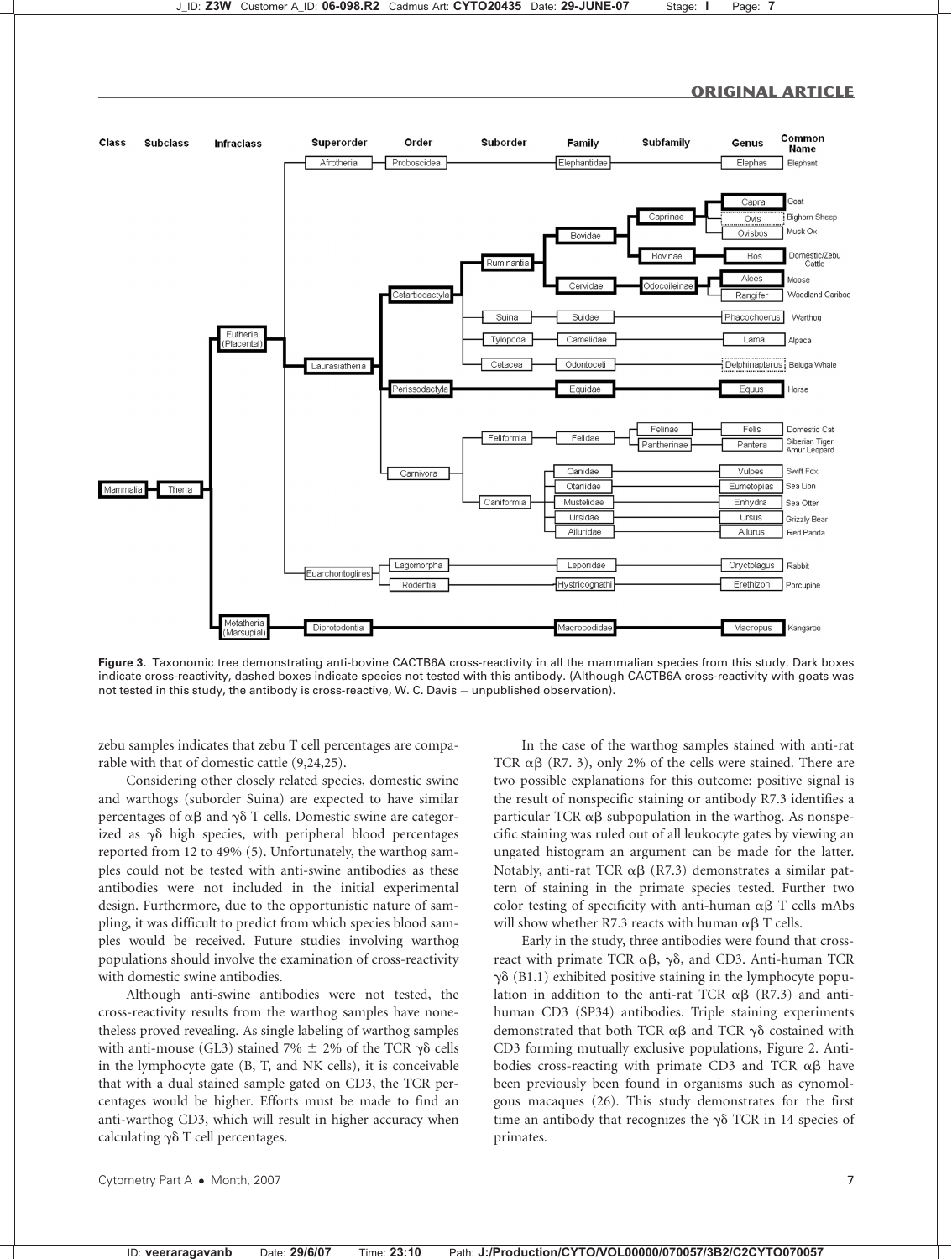**Figure 3.** Taxonomic tree demonstrating anti-bovine CACTB6A cross-reactivity in all the mammalian species from this study. Dark boxes indicate cross-reactivity, dashed boxes indicate species not tested with this antibody. (Although CACTB6A cross-reactivity with goats was not tested in this study, the antibody is cross-reactive, W. C. Davis – unpublished observation).

zebu samples indicates that zebu T cell percentages are comparable with that of domestic cattle (9,24,25).

Considering other closely related species, domestic swine and warthogs (suborder Suina) are expected to have similar percentages of $\alpha\beta$ and $\gamma\delta$ T cells. Domestic swine are categorized as $\gamma\delta$ high species, with peripheral blood percentages reported from 12 to 49% (5). Unfortunately, the warthog samples could not be tested with anti-swine antibodies as these antibodies were not included in the initial experimental design. Furthermore, due to the opportunistic nature of sampling, it was difficult to predict from which species blood samples would be received. Future studies involving warthog populations should involve the examination of cross-reactivity with domestic swine antibodies.

Although anti-swine antibodies were not tested, the cross-reactivity results from the warthog samples have nonetheless proved revealing. As single labeling of warthog samples with anti-mouse (GL3) stained 7% $\pm$ 2% of the TCR $\gamma\delta$ cells in the lymphocyte gate (B, T, and NK cells), it is conceivable that with a dual stained sample gated on CD3, the TCR percentages would be higher. Efforts must be made to find an anti-warthog CD3, which will result in higher accuracy when calculating $\gamma\delta$ T cell percentages.

In the case of the warthog samples stained with anti-rat TCR $\alpha\beta$ (R7. 3), only 2% of the cells were stained. There are two possible explanations for this outcome: positive signal is the result of nonspecific staining or antibody R7.3 identifies a particular TCR $\alpha\beta$ subpopulation in the warthog. As nonspecific staining was ruled out of all leukocyte gates by viewing an ungated histogram an argument can be made for the latter. Notably, anti-rat TCR $\alpha\beta$ (R7.3) demonstrates a similar pattern of staining in the primate species tested. Further two color testing of specificity with anti-human $\alpha\beta$ T cells mAbs will show whether R7.3 reacts with human $\alpha\beta$ T cells.

Early in the study, three antibodies were found that cross-react with primate TCR $\alpha\beta$, $\gamma\delta$, and CD3. Anti-human TCR $\gamma\delta$ (B1.1) exhibited positive staining in the lymphocyte population in addition to the anti-rat TCR $\alpha\beta$ (R7.3) and anti-human CD3 (SP34) antibodies. Triple staining experiments demonstrated that both TCR $\alpha\beta$ and TCR $\gamma\delta$ costained with CD3 forming mutually exclusive populations, Figure 2. Antibodies cross-reacting with primate CD3 and TCR $\alpha\beta$ have been previously been found in organisms such as cynomolgous macaques (26). This study demonstrates for the first time an antibody that recognizes the $\gamma\delta$ TCR in 14 species of primates.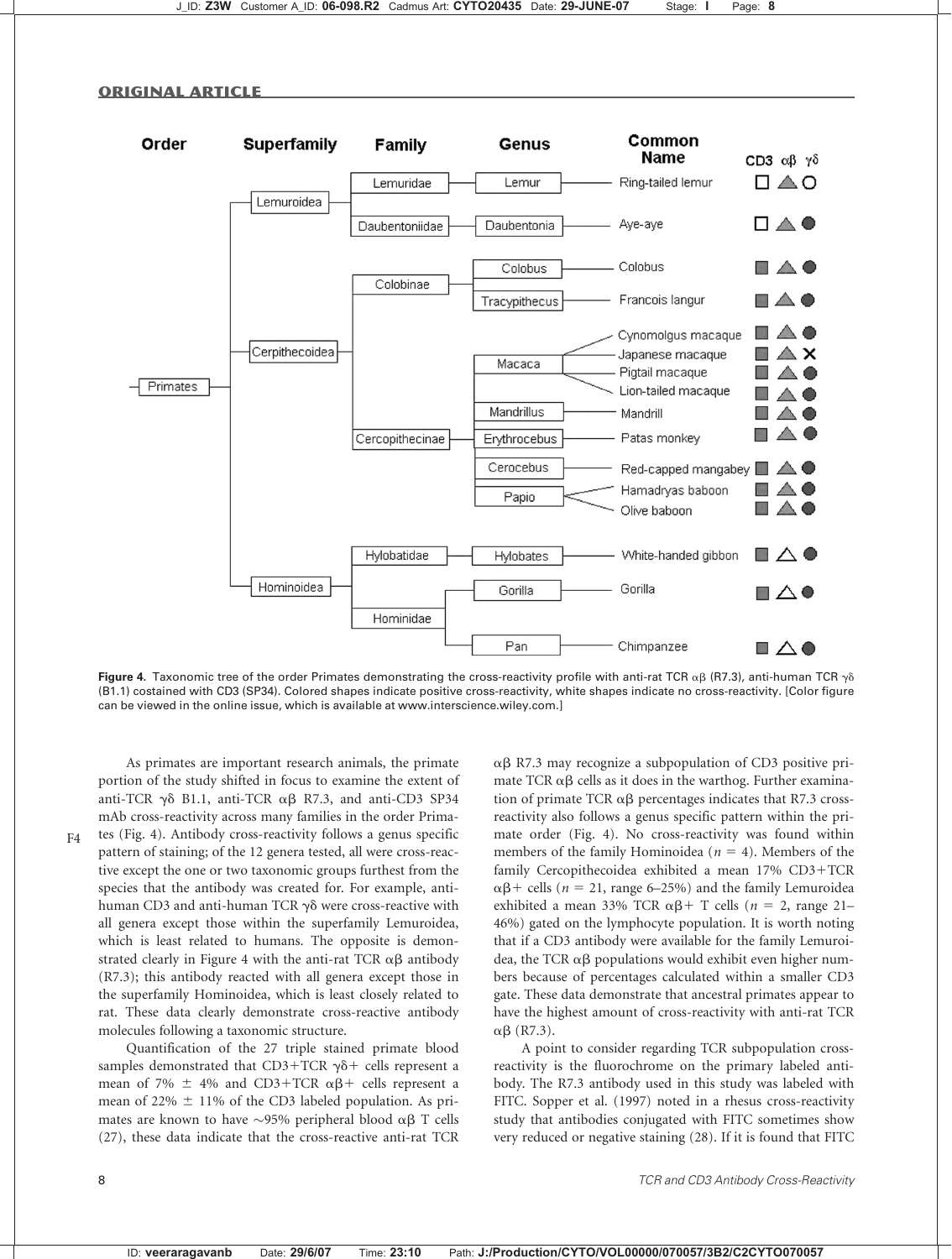## ORIGINAL ARTICLE

**Figure 4.** Taxonomic tree of the order Primates demonstrating the cross-reactivity profile with anti-rat TCR αβ (R7.3), anti-human TCR γδ (B1.1) costained with CD3 (SP34). Colored shapes indicate positive cross-reactivity, white shapes indicate no cross-reactivity. [Color figure can be viewed in the online issue, which is available at www.interscience.wiley.com.]

As primates are important research animals, the primate portion of the study shifted in focus to examine the extent of anti-TCR γδ B1.1, anti-TCR αβ R7.3, and anti-CD3 SP34 mAb cross-reactivity across many families in the order Primates (Fig. 4). Antibody cross-reactivity follows a genus specific pattern of staining; of the 12 genera tested, all were cross-reactive except the one or two taxonomic groups furthest from the species that the antibody was created for. For example, anti-human CD3 and anti-human TCR γδ were cross-reactive with all genera except those within the superfamily Lemuroidea, which is least related to humans. The opposite is demonstrated clearly in Figure 4 with the anti-rat TCR αβ antibody (R7.3); this antibody reacted with all genera except those in the superfamily Hominoidea, which is least closely related to rat. These data clearly demonstrate cross-reactive antibody molecules following a taxonomic structure.

Quantification of the 27 triple stained primate blood samples demonstrated that CD3+TCR γδ+ cells represent a mean of 7% ± 4% and CD3+TCR αβ+ cells represent a mean of 22% ± 11% of the CD3 labeled population. As primates are known to have ~95% peripheral blood αβ T cells (27), these data indicate that the cross-reactive anti-rat TCR αβ R7.3 may recognize a subpopulation of CD3 positive primate TCR αβ cells as it does in the warthog. Further examination of primate TCR αβ percentages indicates that R7.3 cross-reactivity also follows a genus specific pattern within the primate order (Fig. 4). No cross-reactivity was found within members of the family Hominoidea ($n = 4$). Members of the family Cercopithecoidea exhibited a mean 17% CD3+TCR αβ+ cells ($n = 21$, range 6–25%) and the family Lemuroidea exhibited a mean 33% TCR αβ+ T cells ($n = 2$, range 21–46%) gated on the lymphocyte population. It is worth noting that if a CD3 antibody were available for the family Lemuroidea, the TCR αβ populations would exhibit even higher numbers because of percentages calculated within a smaller CD3 gate. These data demonstrate that ancestral primates appear to have the highest amount of cross-reactivity with anti-rat TCR αβ (R7.3).

A point to consider regarding TCR subpopulation cross-reactivity is the fluorochrome on the primary labeled antibody. The R7.3 antibody used in this study was labeled with FITC. Sopper et al. (1997) noted in a rhesus cross-reactivity study that antibodies conjugated with FITC sometimes show very reduced or negative staining (28). If it is found that FITC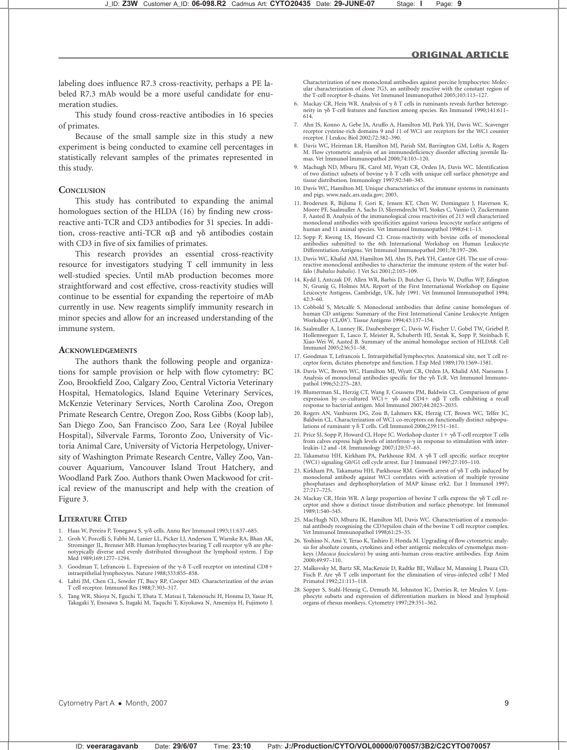labeling does influence R7.3 cross-reactivity, perhaps a PE labeled R7.3 mAb would be a more useful candidate for enumeration studies.

This study found cross-reactive antibodies in 16 species of primates.

Because of the small sample size in this study a new experiment is being conducted to examine cell percentages in statistically relevant samples of the primates represented in this study.

## Conclusion

This study has contributed to expanding the animal homologues section of the HLDA (16) by finding new cross-reactive anti-TCR and CD3 antibodies for 31 species. In addition, cross-reactive anti-TCR αβ and γδ antibodies costain with CD3 in five of six families of primates.

This research provides an essential cross-reactivity resource for investigators studying T cell immunity in less well-studied species. Until mAb production becomes more straightforward and cost effective, cross-reactivity studies will continue to be essential for expanding the repertoire of mAb currently in use. New reagents simplify immunity research in minor species and allow for an increased understanding of the immune system.

## Acknowledgements

The authors thank the following people and organizations for sample provision or help with flow cytometry: BC Zoo, Brookfield Zoo, Calgary Zoo, Central Victoria Veterinary Hospital, Hematologics, Island Equine Veterinary Services, McKenzie Veterinary Services, North Carolina Zoo, Oregon Primate Research Centre, Oregon Zoo, Ross Gibbs (Koop lab), San Diego Zoo, San Francisco Zoo, Sara Lee (Royal Jubilee Hospital), Silvervale Farms, Toronto Zoo, University of Victoria Animal Care, University of Victoria Herpetology, University of Washington Primate Research Centre, Valley Zoo, Vancouver Aquarium, Vancouver Island Trout Hatchery, and Woodland Park Zoo. Authors thank Owen Mackwood for critical review of the manuscript and help with the creation of Figure 3.

## Literature Cited

1. Haas W, Pereira P, Tonegawa S. γ/δ cells. Annu Rev Immunol 1993;11:637–685.
2. Groh V, Porcelli S, Fabbi M, Lanier LL, Picker LJ, Anderson T, Warnke RA, Bhan AK, Strominger JL, Brenner MB. Human lymphocytes bearing T cell receptor γ/δ are phenotypically diverse and evenly distributed throughout the lymphoid system. J Exp Med 1989;169:1277–1294.
3. Goodman T, Lefrancois L. Expression of the γ-δ T-cell receptor on intestinal CD8+ intraepithelial lymphocytes. Nature 1988;333:855–858.
4. Lahti JM, Chen CL, Sowder JT, Bucy RP, Cooper MD. Characterization of the avian T cell receptor. Immunol Res 1988;7:303–317.
5. Tang WR, Shioya N, Eguchi T, Ebata T, Matsui J, Takenouchi H, Honma D, Yasue H, Takagaki Y, Enosawa S, Itagaki M, Taquchi T, Kiyokawa N, Amemiya H, Fujimoto J. Characterization of new monoclonal antibodies against porcine lymphocytes: Molecular characterization of clone 7G3, an antibody reactive with the constant region of the T-cell receptor δ-chains. Vet Immunol Immunopathol 2005;103:113–127.
6. Mackay CR, Hein WR. Analysis of γ δ T cells in ruminants reveals further heterogeneity in γδ T-cell features and function among species. Res Immunol 1990;141:611–614.
7. Ahn JS, Konno A, Gebe JA, Aruffo A, Hamilton MJ, Park YH, Davis WC. Scavenger receptor cysteine-rich domains 9 and 11 of WC1 are receptors for the WC1 counter receptor. J Leukoc Biol 2002;72:382–390.
8. Davis WC, Heirman LR, Hamilton MJ, Parish SM, Barrington GM, Loftis A, Rogers M. Flow cytometric analysis of an immunodeficiency disorder affecting juvenile llamas. Vet Immunol Immunopathol 2000;74:103–120.
9. Machugh ND, Mburu JK, Carol MJ, Wyatt CR, Orden JA, Davis WC. Identification of two distinct subsets of bovine γ δ T cells with unique cell surface phenotype and tissue distribution. Immunology 1997;92:340–345.
10. Davis WC, Hamilton MJ. Unique characteristics of the immune systems in ruminants and pigs. www.nadc.ars.usda.gov; 2003.
11. Brodersen R, Bijlsma F, Gori K, Jensen KT, Chen W, Dominguez J, Haverson K, Moore PF, Saalmuller A, Sachs D, Slierendrecht WJ, Stokes C, Vainio O, Zuckermann F, Aasted B. Analysis of the immunological cross reactivities of 213 well characterized monoclonal antibodies with specificities against various leucocyte surface antigens of human and 11 animal species. Vet Immunol Immunopathol 1998;64:1–13.
12. Sopp P, Kwong LS, Howard CJ. Cross-reactivity with bovine cells of monoclonal antibodies submitted to the 6th International Workshop on Human Leukocyte Differentiation Antigens. Vet Immunol Immunopathol 2001;78:197–206.
13. Davis WC, Khalid AM, Hamilton MJ, Ahn JS, Park YH, Cantor GH. The use of cross-reactive monoclonal antibodies to characterize the immune system of the water buffalo (*Bubalus bubalis*). J Vet Sci 2001;2:103–109.
14. Kydd J, Antczak DF, Allen WR, Barbis D, Butcher G, Davis W, Duffus WP, Edington N, Grunig G, Holmes MA. Report of the First International Workshop on Equine Leucocyte Antigens, Cambridge, UK, July 1991. Vet Immunol Immunopathol 1994; 42:3–60.
15. Cobbold S, Metcalfe S. Monoclonal antibodies that define canine homologues of human CD antigens: Summary of the First International Canine Leukocyte Antigen Workshop (CLAW). Tissue Antigens 1994;43:137–154.
16. Saalmuller A, Lunney JK, Daubenberger C, Davis W, Fischer U, Gobel TW, Griebel P, Hollemweguer E, Lasco T, Meister R, Schuberth HJ, Sestak K, Sopp P, Steinbach F, Xiao-Wei W, Aasted B. Summary of the animal homologue section of HLDA8. Cell Immunol 2005;236:51–58.
17. Goodman T, Lefrancois L. Intraepithelial lymphocytes. Anatomical site, not T cell receptor form, dictates phenotype and function. J Exp Med 1989;170:1569–1581.
18. Davis WC, Brown WC, Hamilton MJ, Wyatt CR, Orden JA, Khalid AM, Naessens J. Analysis of monoclonal antibodies specific for the γδ TcR. Vet Immunol Immunopathol 1996;52:275–283.
19. Blumerman SL, Herzig CT, Wang F, Coussens PM, Baldwin CL. Comparison of gene expression by co-cultured WC1+ γδ and CD4+ αβ T cells exhibiting a recall response to bacterial antigen. Mol Immunol 2007;44:2023–2035.
20. Rogers AN, Vanburen DG, Zou B, Lahmers KK, Herzig CT, Brown WC, Telfer JC, Baldwin CL. Characterization of WC1 co-receptors on functionally distinct subpopulations of ruminant γ δ T cells. Cell Immunol 2006;239:151–161.
21. Price SJ, Sopp P, Howard CJ, Hope JC. Workshop cluster 1+ γδ T-cell receptor T cells from calves express high levels of interferon-γ in response to stimulation with interleukin-12 and -18. Immunology 2007;120:57–65.
22. Takamatsu HH, Kirkham PA, Parkhouse RM. A γδ T cell specific surface receptor (WC1) signaling G0/G1 cell cycle arrest. Eur J Immunol 1997;27:105–110.
23. Kirkham PA, Takamatsu HH, Parkhouse RM. Growth arrest of γδ T cells induced by monoclonal antibody against WC1 correlates with activation of multiple tyrosine phosphatases and dephosphorylation of MAP kinase erk2. Eur J Immunol 1997; 27:717–725.
24. Mackay CR, Hein WR. A large proportion of bovine T cells express the γδ T cell receptor and show a distinct tissue distribution and surface phenotype. Int Immunol 1989;1:540–545.
25. MacHugh ND, Mburu JK, Hamilton MJ, Davis WC. Characterisation of a monoclonal antibody recognising the CD3epsilon chain of the bovine T cell receptor complex. Vet Immunol Immunopathol 1998;61:25–35.
26. Yoshino N, Ami Y, Terao K, Tashiro F, Honda M. Upgrading of flow cytometric analysis for absolute counts, cytokines and other antigenic molecules of cynomolgus monkeys (*Macaca fascicularis*) by using anti-human cross-reactive antibodies. Exp Anim 2000;49:97–110.
27. Malkovsky M, Bartz SR, MacKenzie D, Radtke BE, Wallace M, Manning J, Pauza CD, Fisch P. Are γδ T cells important for the elimination of virus-infected cells? J Med Primatol 1992;21:113–118.
28. Sopper S, Stahl-Hennig C, Demuth M, Johnston IC, Dorries R, ter Meulen V. Lymphocyte subsets and expression of differentiation markers in blood and lymphoid organs of rhesus monkeys. Cytometry 1997;29:351–362.